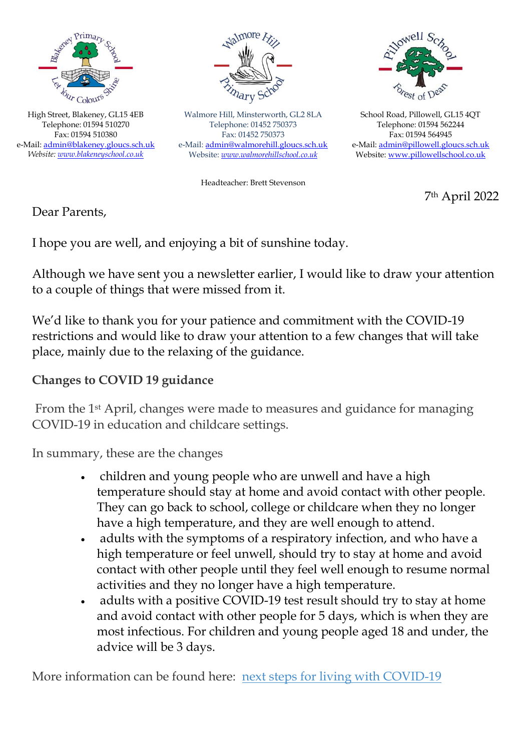High Street, Blakeney, GL15 4EB
Telephone: 01594 510270
Fax: 01594 510380
e-Mail: admin@blakeney.gloucs.sch.uk
*Website: www.blakeneyschool.co.uk*

Walmore Hill, Minsterworth, GL2 8LA
Telephone: 01452 750373
Fax: 01452 750373
e-Mail: admin@walmorehill.gloucs.sch.uk
Website: *www.walmorehillschool.co.uk*

School Road, Pillowell, GL15 4QT
Telephone: 01594 562244
Fax: 01594 564945
e-Mail: admin@pillowell.gloucs.sch.uk
Website: www.pillowellschool.co.uk

Headteacher: Brett Stevenson

7th April 2022

Dear Parents,

I hope you are well, and enjoying a bit of sunshine today.

Although we have sent you a newsletter earlier, I would like to draw your attention to a couple of things that were missed from it.

We'd like to thank you for your patience and commitment with the COVID-19 restrictions and would like to draw your attention to a few changes that will take place, mainly due to the relaxing of the guidance.

**Changes to COVID 19 guidance**

From the 1st April, changes were made to measures and guidance for managing COVID-19 in education and childcare settings.

In summary, these are the changes

- children and young people who are unwell and have a high temperature should stay at home and avoid contact with other people. They can go back to school, college or childcare when they no longer have a high temperature, and they are well enough to attend.
- adults with the symptoms of a respiratory infection, and who have a high temperature or feel unwell, should try to stay at home and avoid contact with other people until they feel well enough to resume normal activities and they no longer have a high temperature.
- adults with a positive COVID-19 test result should try to stay at home and avoid contact with other people for 5 days, which is when they are most infectious. For children and young people aged 18 and under, the advice will be 3 days.

More information can be found here: next steps for living with COVID-19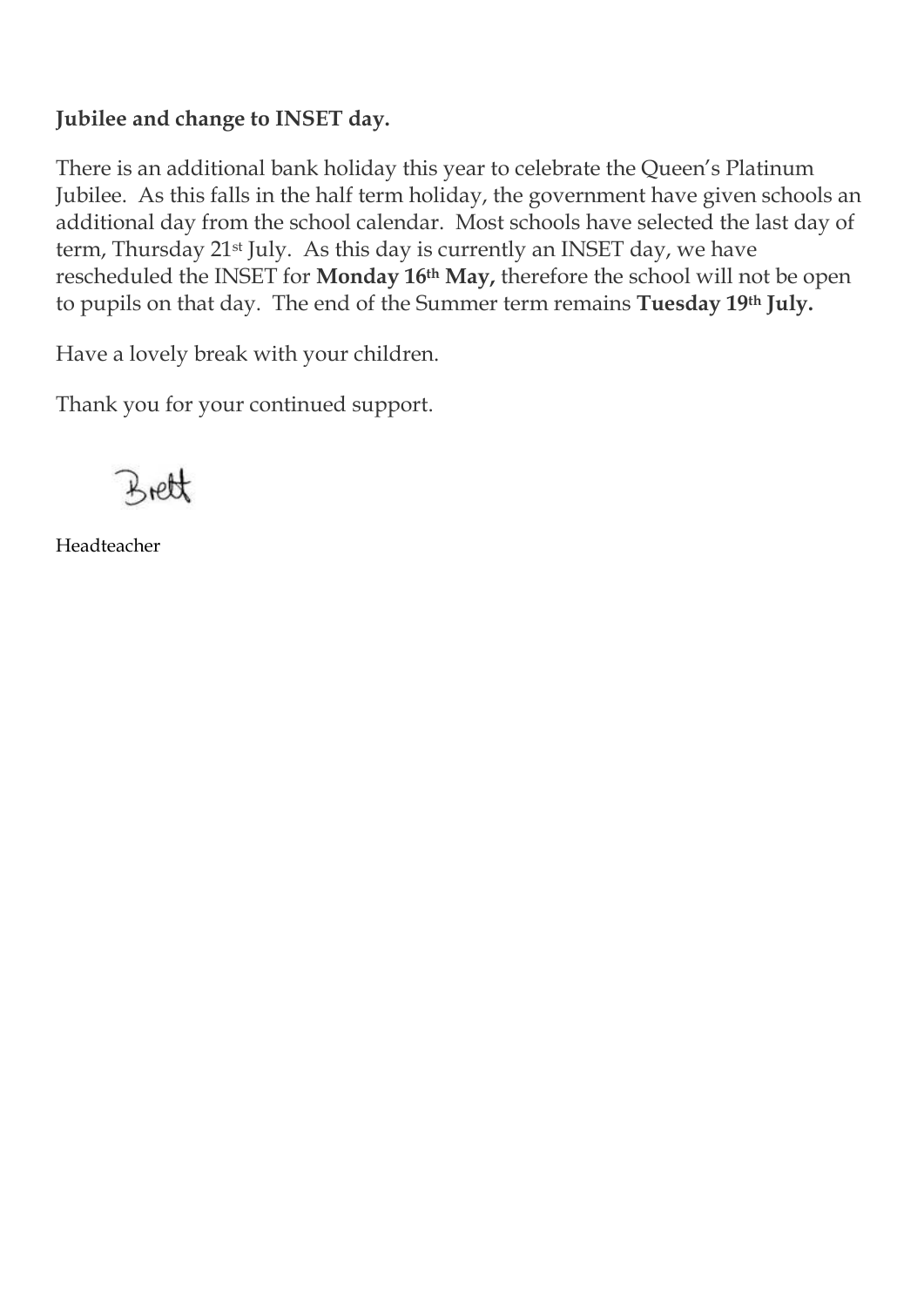**Jubilee and change to INSET day.**

There is an additional bank holiday this year to celebrate the Queen's Platinum Jubilee. As this falls in the half term holiday, the government have given schools an additional day from the school calendar. Most schools have selected the last day of term, Thursday 21st July. As this day is currently an INSET day, we have rescheduled the INSET for **Monday 16th May,** therefore the school will not be open to pupils on that day. The end of the Summer term remains **Tuesday 19th July.**

Have a lovely break with your children.

Thank you for your continued support.

Brett

Headteacher